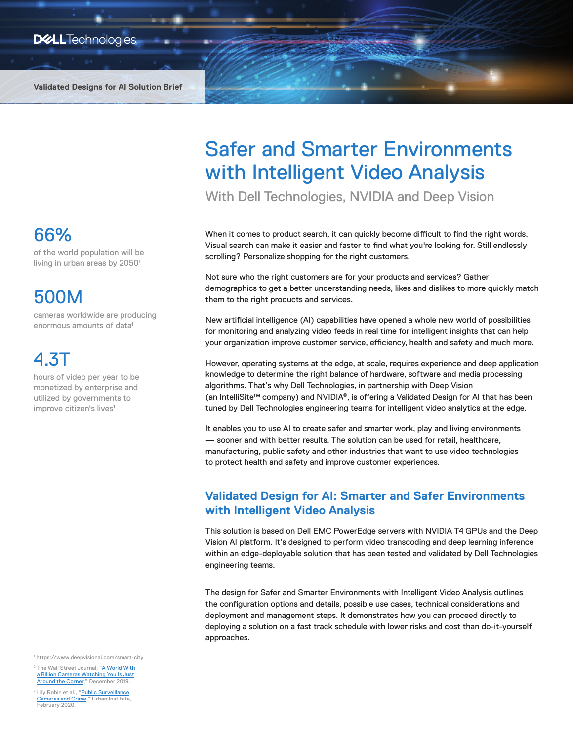Validated Designs for AI Solution Brief

# Safer and Smarter Environments with Intelligent Video Analysis

## With Dell Technologies, NVIDIA and Deep Vision

66%

of the world population will be living in urban areas by 2050[1]

500M

cameras worldwide are producing enormous amounts of data[1]

4.3T

hours of video per year to be monetized by enterprise and utilized by governments to improve citizen's lives[1]

When it comes to product search, it can quickly become difficult to find the right words. Visual search can make it easier and faster to find what you're looking for. Still endlessly scrolling? Personalize shopping for the right customers.

Not sure who the right customers are for your products and services? Gather demographics to get a better understanding needs, likes and dislikes to more quickly match them to the right products and services.

New artificial intelligence (AI) capabilities have opened a whole new world of possibilities for monitoring and analyzing video feeds in real time for intelligent insights that can help your organization improve customer service, efficiency, health and safety and much more.

However, operating systems at the edge, at scale, requires experience and deep application knowledge to determine the right balance of hardware, software and media processing algorithms. That's why Dell Technologies, in partnership with Deep Vision (an IntelliSite™ company) and NVIDIA®, is offering a Validated Design for AI that has been tuned by Dell Technologies engineering teams for intelligent video analytics at the edge.

It enables you to use AI to create safer and smarter work, play and living environments — sooner and with better results. The solution can be used for retail, healthcare, manufacturing, public safety and other industries that want to use video technologies to protect health and safety and improve customer experiences.

## Validated Design for AI: Smarter and Safer Environments with Intelligent Video Analysis

This solution is based on Dell EMC PowerEdge servers with NVIDIA T4 GPUs and the Deep Vision AI platform. It's designed to perform video transcoding and deep learning inference within an edge-deployable solution that has been tested and validated by Dell Technologies engineering teams.

The design for Safer and Smarter Environments with Intelligent Video Analysis outlines the configuration options and details, possible use cases, technical considerations and deployment and management steps. It demonstrates how you can proceed directly to deploying a solution on a fast track schedule with lower risks and cost than do-it-yourself approaches.

[1] https://www.deepvisionai.com/smart-city

[2] The Wall Street Journal, "A World With a Billion Cameras Watching You Is Just Around the Corner," December 2019.

[2] Lily Robin et al., "Public Surveillance Cameras and Crime," Urban Institute, February 2020.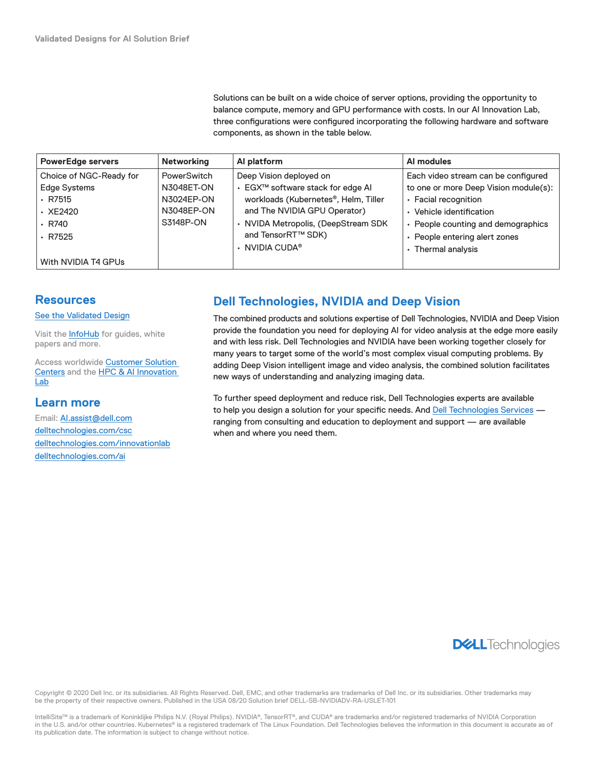Solutions can be built on a wide choice of server options, providing the opportunity to balance compute, memory and GPU performance with costs. In our AI Innovation Lab, three configurations were configured incorporating the following hardware and software components, as shown in the table below.

| PowerEdge servers | Networking | AI platform | AI modules |
|---|---|---|---|
| Choice of NGC-Ready for Edge Systems<br>• R7515<br>• XE2420<br>• R740<br>• R7525<br><br>With NVIDIA T4 GPUs | PowerSwitch<br>N3048ET-ON<br>N3024EP-ON<br>N3048EP-ON<br>S3148P-ON | Deep Vision deployed on<br>• EGX™ software stack for edge AI workloads (Kubernetes®, Helm, Tiller and The NVIDIA GPU Operator)<br>• NVIDA Metropolis, (DeepStream SDK and TensorRT™ SDK)<br>• NVIDIA CUDA® | Each video stream can be configured to one or more Deep Vision module(s):<br>• Facial recognition<br>• Vehicle identification<br>• People counting and demographics<br>• People entering alert zones<br>• Thermal analysis |

## Resources

See the Validated Design

Visit the InfoHub for guides, white papers and more.

Access worldwide Customer Solution Centers and the HPC & AI Innovation Lab

## Learn more

Email: AI.assist@dell.com

delltechnologies.com/csc

delltechnologies.com/innovationlab

delltechnologies.com/ai

## Dell Technologies, NVIDIA and Deep Vision

The combined products and solutions expertise of Dell Technologies, NVIDIA and Deep Vision provide the foundation you need for deploying AI for video analysis at the edge more easily and with less risk. Dell Technologies and NVIDIA have been working together closely for many years to target some of the world's most complex visual computing problems. By adding Deep Vision intelligent image and video analysis, the combined solution facilitates new ways of understanding and analyzing imaging data.

To further speed deployment and reduce risk, Dell Technologies experts are available to help you design a solution for your specific needs. And Dell Technologies Services — ranging from consulting and education to deployment and support — are available when and where you need them.

DELL Technologies

Copyright © 2020 Dell Inc. or its subsidiaries. All Rights Reserved. Dell, EMC, and other trademarks are trademarks of Dell Inc. or its subsidiaries. Other trademarks may be the property of their respective owners. Published in the USA 08/20 Solution brief DELL-SB-NVIDIADV-RA-USLET-101

IntelliSite™ is a trademark of Koninklijke Philips N.V. (Royal Philips). NVIDIA®, TensorRT®, and CUDA® are trademarks and/or registered trademarks of NVIDIA Corporation in the U.S. and/or other countries. Kubernetes® is a registered trademark of The Linux Foundation. Dell Technologies believes the information in this document is accurate as of its publication date. The information is subject to change without notice.